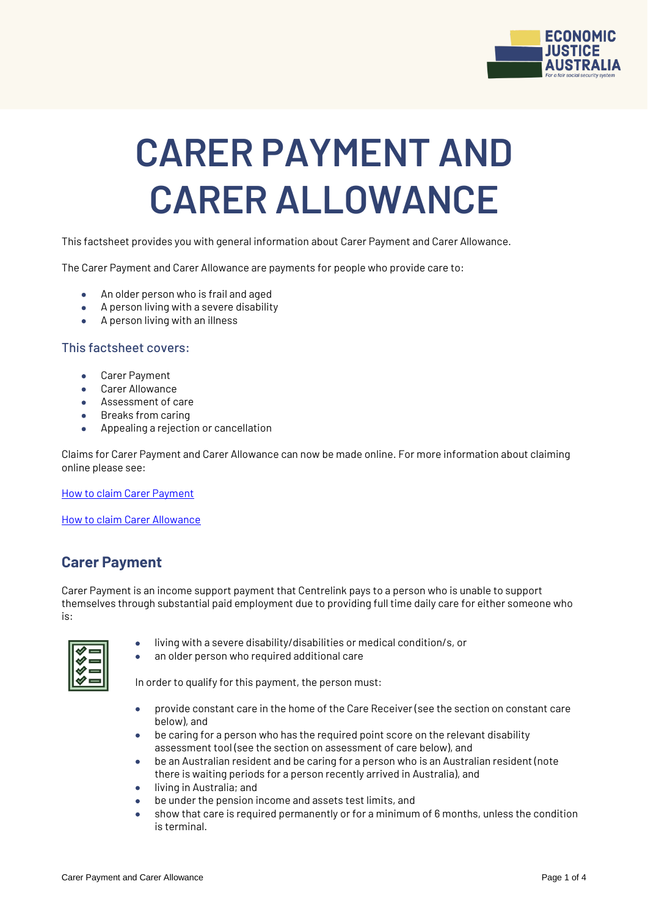# CARER PAYMENT AND CARER ALLOWANCE

This factsheet provides you with general information about Carer Payment and Carer Allowance.

The Carer Payment and Carer Allowance are payments for people who provide care to:

- An older person who is frail and aged
- A person living with a severe disability
- A person living with an illness

### This factsheet covers:

- Carer Payment
- Carer Allowance
- Assessment of care
- Breaks from caring
- Appealing a rejection or cancellation

Claims for Carer Payment and Carer Allowance can now be made online. For more information about claiming online please see:

How to claim Carer Payment

How to claim Carer Allowance

## Carer Payment

Carer Payment is an income support payment that Centrelink pays to a person who is unable to support themselves through substantial paid employment due to providing full time daily care for either someone who is:

- living with a severe disability/disabilities or medical condition/s, or
- an older person who required additional care

In order to qualify for this payment, the person must:

- provide constant care in the home of the Care Receiver (see the section on constant care below), and
- be caring for a person who has the required point score on the relevant disability assessment tool (see the section on assessment of care below), and
- be an Australian resident and be caring for a person who is an Australian resident (note there is waiting periods for a person recently arrived in Australia), and
- living in Australia; and
- be under the pension income and assets test limits, and
- show that care is required permanently or for a minimum of 6 months, unless the condition is terminal.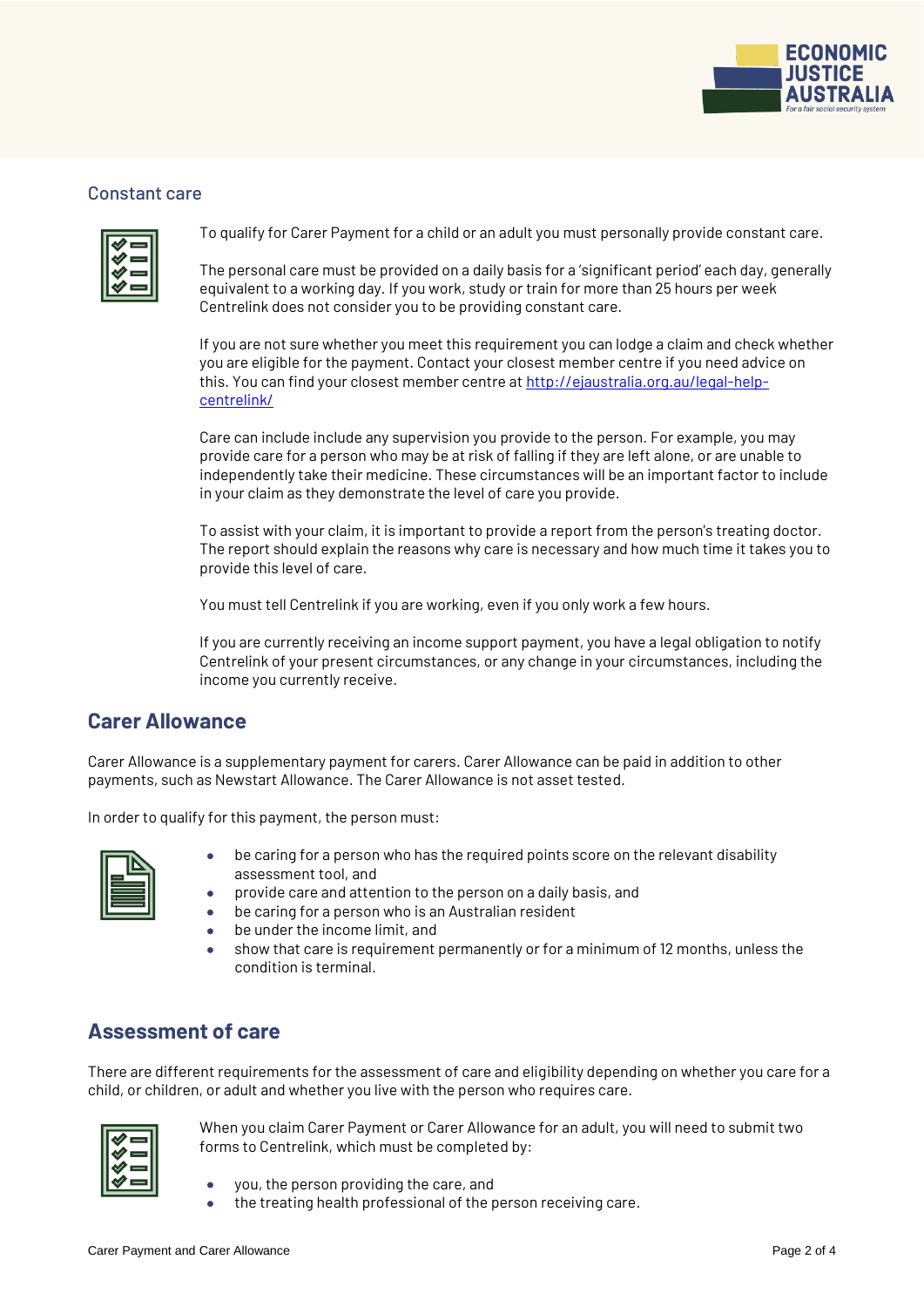### Constant care

To qualify for Carer Payment for a child or an adult you must personally provide constant care.

The personal care must be provided on a daily basis for a 'significant period' each day, generally equivalent to a working day. If you work, study or train for more than 25 hours per week Centrelink does not consider you to be providing constant care.

If you are not sure whether you meet this requirement you can lodge a claim and check whether you are eligible for the payment. Contact your closest member centre if you need advice on this. You can find your closest member centre at [http://ejaustralia.org.au/legal-help-centrelink/](http://ejaustralia.org.au/legal-help-centrelink/)

Care can include include any supervision you provide to the person. For example, you may provide care for a person who may be at risk of falling if they are left alone, or are unable to independently take their medicine. These circumstances will be an important factor to include in your claim as they demonstrate the level of care you provide.

To assist with your claim, it is important to provide a report from the person's treating doctor. The report should explain the reasons why care is necessary and how much time it takes you to provide this level of care.

You must tell Centrelink if you are working, even if you only work a few hours.

If you are currently receiving an income support payment, you have a legal obligation to notify Centrelink of your present circumstances, or any change in your circumstances, including the income you currently receive.

## Carer Allowance

Carer Allowance is a supplementary payment for carers. Carer Allowance can be paid in addition to other payments, such as Newstart Allowance. The Carer Allowance is not asset tested.

In order to qualify for this payment, the person must:

- be caring for a person who has the required points score on the relevant disability assessment tool, and
- provide care and attention to the person on a daily basis, and
- be caring for a person who is an Australian resident
- be under the income limit, and
- show that care is requirement permanently or for a minimum of 12 months, unless the condition is terminal.

## Assessment of care

There are different requirements for the assessment of care and eligibility depending on whether you care for a child, or children, or adult and whether you live with the person who requires care.

When you claim Carer Payment or Carer Allowance for an adult, you will need to submit two forms to Centrelink, which must be completed by:

- you, the person providing the care, and
- the treating health professional of the person receiving care.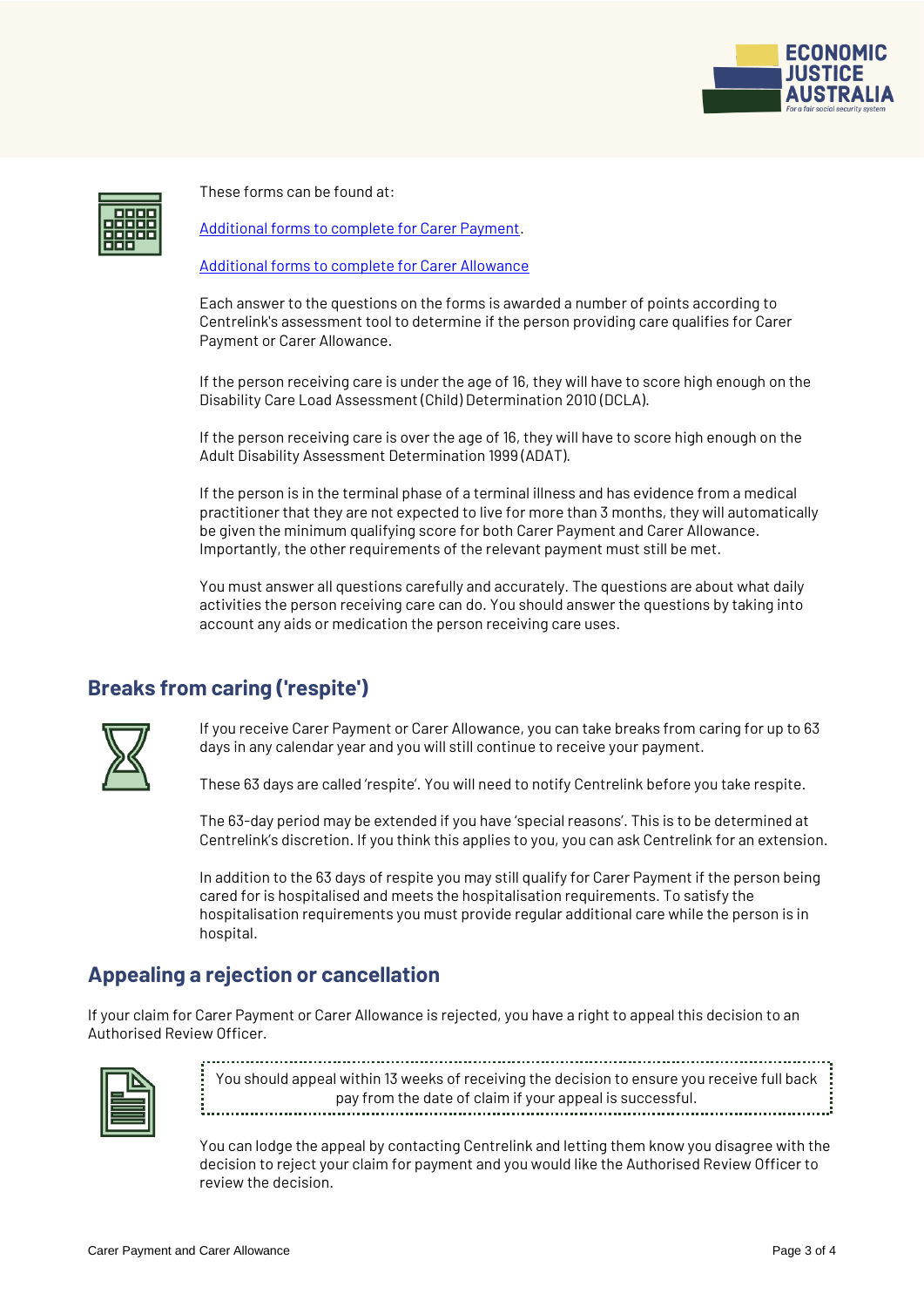These forms can be found at:

[Additional forms to complete for Carer Payment](#).

[Additional forms to complete for Carer Allowance](#)

Each answer to the questions on the forms is awarded a number of points according to Centrelink's assessment tool to determine if the person providing care qualifies for Carer Payment or Carer Allowance.

If the person receiving care is under the age of 16, they will have to score high enough on the Disability Care Load Assessment (Child) Determination 2010 (DCLA).

If the person receiving care is over the age of 16, they will have to score high enough on the Adult Disability Assessment Determination 1999 (ADAT).

If the person is in the terminal phase of a terminal illness and has evidence from a medical practitioner that they are not expected to live for more than 3 months, they will automatically be given the minimum qualifying score for both Carer Payment and Carer Allowance. Importantly, the other requirements of the relevant payment must still be met.

You must answer all questions carefully and accurately. The questions are about what daily activities the person receiving care can do. You should answer the questions by taking into account any aids or medication the person receiving care uses.

## Breaks from caring ('respite')

If you receive Carer Payment or Carer Allowance, you can take breaks from caring for up to 63 days in any calendar year and you will still continue to receive your payment.

These 63 days are called 'respite'. You will need to notify Centrelink before you take respite.

The 63-day period may be extended if you have 'special reasons'. This is to be determined at Centrelink's discretion. If you think this applies to you, you can ask Centrelink for an extension.

In addition to the 63 days of respite you may still qualify for Carer Payment if the person being cared for is hospitalised and meets the hospitalisation requirements. To satisfy the hospitalisation requirements you must provide regular additional care while the person is in hospital.

## Appealing a rejection or cancellation

If your claim for Carer Payment or Carer Allowance is rejected, you have a right to appeal this decision to an Authorised Review Officer.

> You should appeal within 13 weeks of receiving the decision to ensure you receive full back pay from the date of claim if your appeal is successful.

You can lodge the appeal by contacting Centrelink and letting them know you disagree with the decision to reject your claim for payment and you would like the Authorised Review Officer to review the decision.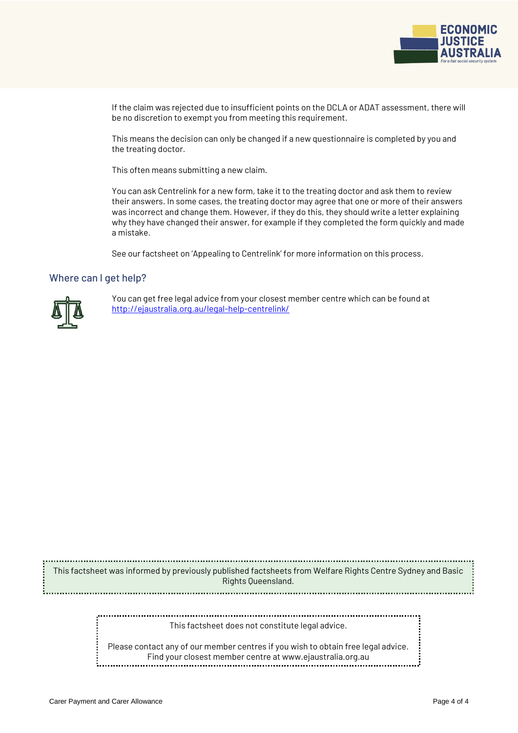If the claim was rejected due to insufficient points on the DCLA or ADAT assessment, there will be no discretion to exempt you from meeting this requirement.

This means the decision can only be changed if a new questionnaire is completed by you and the treating doctor.

This often means submitting a new claim.

You can ask Centrelink for a new form, take it to the treating doctor and ask them to review their answers. In some cases, the treating doctor may agree that one or more of their answers was incorrect and change them. However, if they do this, they should write a letter explaining why they have changed their answer, for example if they completed the form quickly and made a mistake.

See our factsheet on 'Appealing to Centrelink' for more information on this process.

## Where can I get help?

You can get free legal advice from your closest member centre which can be found at [http://ejaustralia.org.au/legal-help-centrelink/](http://ejaustralia.org.au/legal-help-centrelink/)

This factsheet was informed by previously published factsheets from Welfare Rights Centre Sydney and Basic Rights Queensland.

This factsheet does not constitute legal advice.

Please contact any of our member centres if you wish to obtain free legal advice. Find your closest member centre at www.ejaustralia.org.au